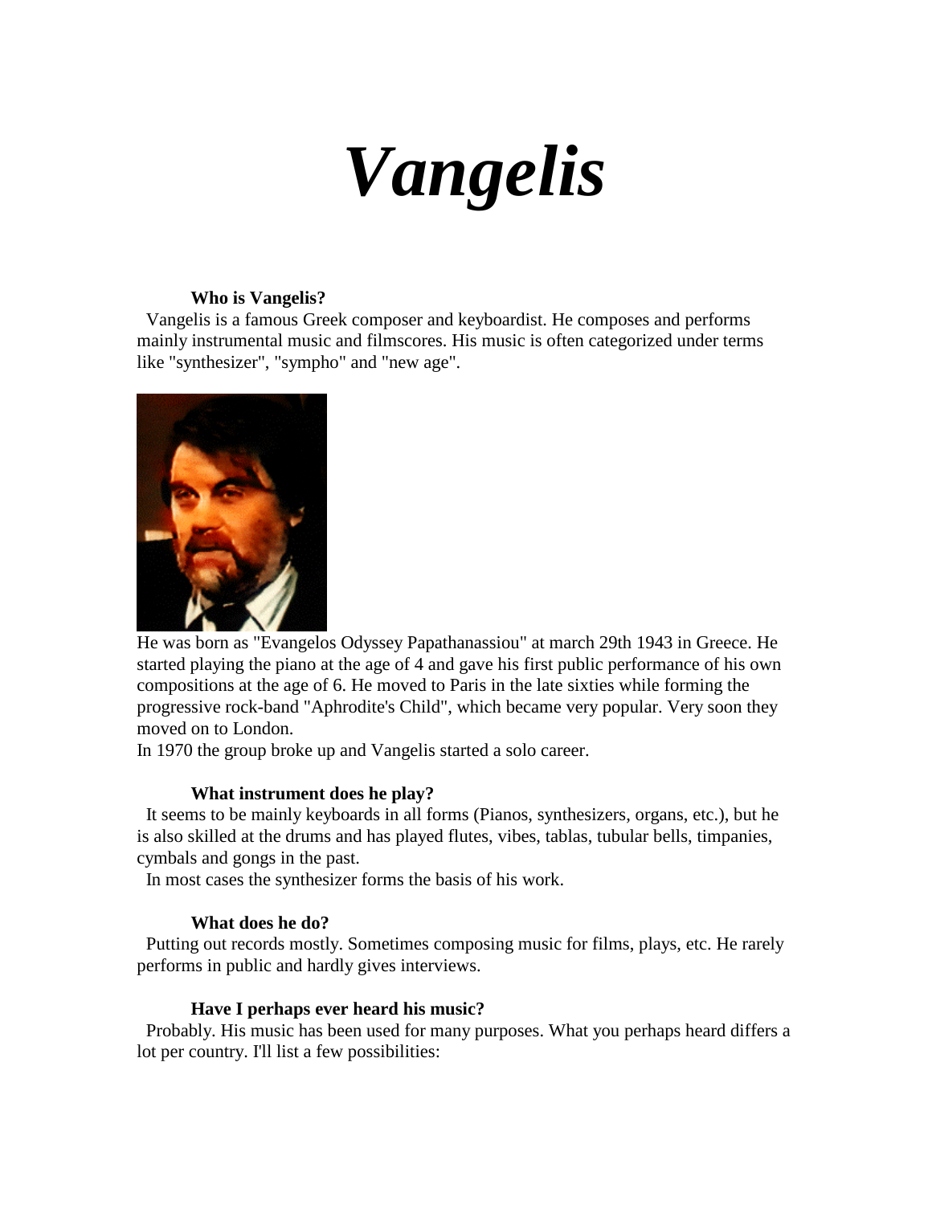# *Vangelis*

### Who is Vangelis?

Vangelis is a famous Greek composer and keyboardist. He composes and performs mainly instrumental music and filmscores. His music is often categorized under terms like "synthesizer", "sympho" and "new age".

He was born as "Evangelos Odyssey Papathanassiou" at march 29th 1943 in Greece. He started playing the piano at the age of 4 and gave his first public performance of his own compositions at the age of 6. He moved to Paris in the late sixties while forming the progressive rock-band "Aphrodite's Child", which became very popular. Very soon they moved on to London.
In 1970 the group broke up and Vangelis started a solo career.

### What instrument does he play?

It seems to be mainly keyboards in all forms (Pianos, synthesizers, organs, etc.), but he is also skilled at the drums and has played flutes, vibes, tablas, tubular bells, timpanies, cymbals and gongs in the past.
In most cases the synthesizer forms the basis of his work.

### What does he do?

Putting out records mostly. Sometimes composing music for films, plays, etc. He rarely performs in public and hardly gives interviews.

### Have I perhaps ever heard his music?

Probably. His music has been used for many purposes. What you perhaps heard differs a lot per country. I'll list a few possibilities: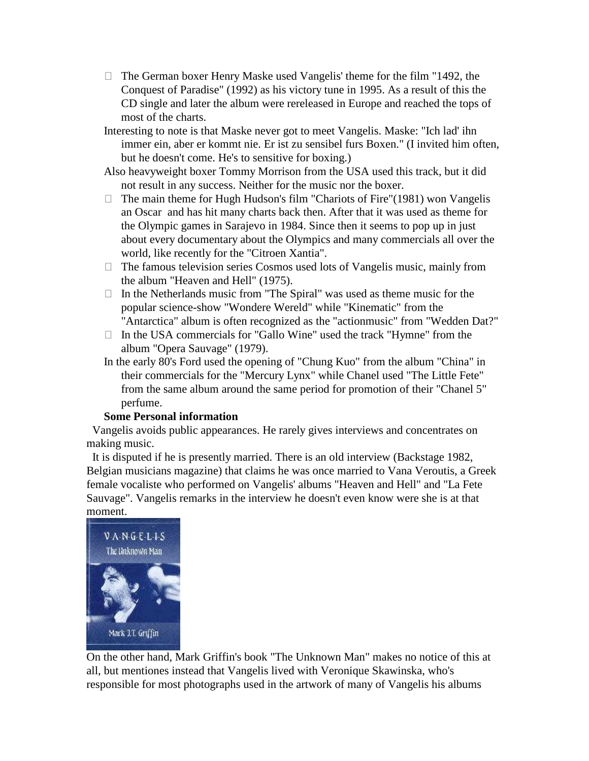- The German boxer Henry Maske used Vangelis' theme for the film "1492, the Conquest of Paradise" (1992) as his victory tune in 1995. As a result of this the CD single and later the album were rereleased in Europe and reached the tops of most of the charts.

  Interesting to note is that Maske never got to meet Vangelis. Maske: "Ich lad' ihn immer ein, aber er kommt nie. Er ist zu sensibel furs Boxen." (I invited him often, but he doesn't come. He's to sensitive for boxing.)

  Also heavyweight boxer Tommy Morrison from the USA used this track, but it did not result in any success. Neither for the music nor the boxer.
- The main theme for Hugh Hudson's film "Chariots of Fire"(1981) won Vangelis an Oscar and has hit many charts back then. After that it was used as theme for the Olympic games in Sarajevo in 1984. Since then it seems to pop up in just about every documentary about the Olympics and many commercials all over the world, like recently for the "Citroen Xantia".
- The famous television series Cosmos used lots of Vangelis music, mainly from the album "Heaven and Hell" (1975).
- In the Netherlands music from "The Spiral" was used as theme music for the popular science-show "Wondere Wereld" while "Kinematic" from the "Antarctica" album is often recognized as the "actionmusic" from "Wedden Dat?"
- In the USA commercials for "Gallo Wine" used the track "Hymne" from the album "Opera Sauvage" (1979).

  In the early 80's Ford used the opening of "Chung Kuo" from the album "China" in their commercials for the "Mercury Lynx" while Chanel used "The Little Fete" from the same album around the same period for promotion of their "Chanel 5" perfume.

**Some Personal information**

Vangelis avoids public appearances. He rarely gives interviews and concentrates on making music.

It is disputed if he is presently married. There is an old interview (Backstage 1982, Belgian musicians magazine) that claims he was once married to Vana Veroutis, a Greek female vocaliste who performed on Vangelis' albums "Heaven and Hell" and "La Fete Sauvage". Vangelis remarks in the interview he doesn't even know were she is at that moment.

On the other hand, Mark Griffin's book "The Unknown Man" makes no notice of this at all, but mentiones instead that Vangelis lived with Veronique Skawinska, who's responsible for most photographs used in the artwork of many of Vangelis his albums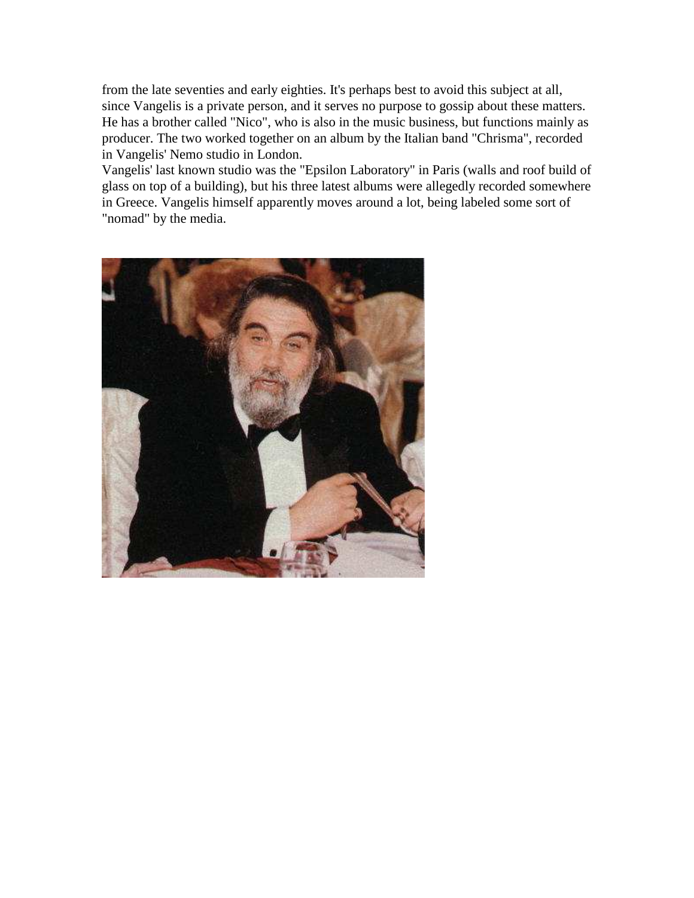from the late seventies and early eighties. It's perhaps best to avoid this subject at all, since Vangelis is a private person, and it serves no purpose to gossip about these matters. He has a brother called "Nico", who is also in the music business, but functions mainly as producer. The two worked together on an album by the Italian band "Chrisma", recorded in Vangelis' Nemo studio in London.

Vangelis' last known studio was the "Epsilon Laboratory" in Paris (walls and roof build of glass on top of a building), but his three latest albums were allegedly recorded somewhere in Greece. Vangelis himself apparently moves around a lot, being labeled some sort of "nomad" by the media.